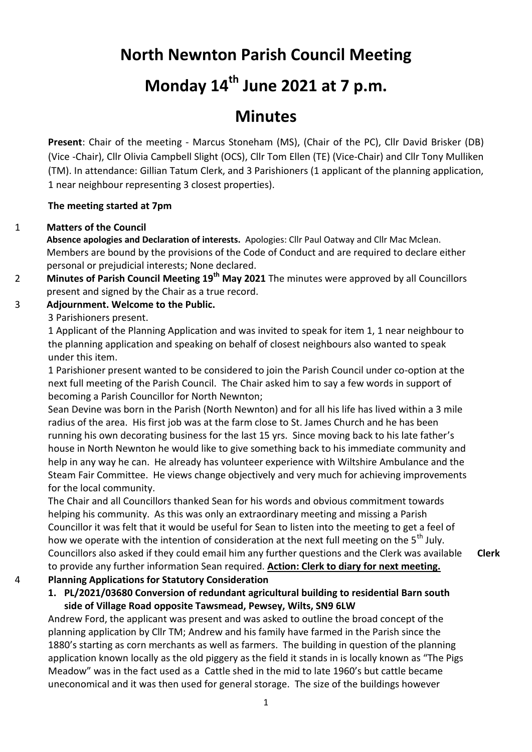# North Newnton Parish Council Meeting

# Monday 14th June 2021 at 7 p.m.

# Minutes

**Present**: Chair of the meeting - Marcus Stoneham (MS), (Chair of the PC), Cllr David Brisker (DB) (Vice -Chair), Cllr Olivia Campbell Slight (OCS), Cllr Tom Ellen (TE) (Vice-Chair) and Cllr Tony Mulliken (TM). In attendance: Gillian Tatum Clerk, and 3 Parishioners (1 applicant of the planning application, 1 near neighbour representing 3 closest properties).

**The meeting started at 7pm**

1 **Matters of the Council**

**Absence apologies and Declaration of interests.** Apologies: Cllr Paul Oatway and Cllr Mac Mclean. Members are bound by the provisions of the Code of Conduct and are required to declare either personal or prejudicial interests; None declared.

2 **Minutes of Parish Council Meeting 19th May 2021** The minutes were approved by all Councillors present and signed by the Chair as a true record.

3 **Adjournment. Welcome to the Public.**

3 Parishioners present.

1 Applicant of the Planning Application and was invited to speak for item 1, 1 near neighbour to the planning application and speaking on behalf of closest neighbours also wanted to speak under this item.

1 Parishioner present wanted to be considered to join the Parish Council under co-option at the next full meeting of the Parish Council. The Chair asked him to say a few words in support of becoming a Parish Councillor for North Newnton;

Sean Devine was born in the Parish (North Newnton) and for all his life has lived within a 3 mile radius of the area. His first job was at the farm close to St. James Church and he has been running his own decorating business for the last 15 yrs. Since moving back to his late father's house in North Newnton he would like to give something back to his immediate community and help in any way he can. He already has volunteer experience with Wiltshire Ambulance and the Steam Fair Committee. He views change objectively and very much for achieving improvements for the local community.

The Chair and all Councillors thanked Sean for his words and obvious commitment towards helping his community. As this was only an extraordinary meeting and missing a Parish Councillor it was felt that it would be useful for Sean to listen into the meeting to get a feel of how we operate with the intention of consideration at the next full meeting on the 5th July. Councillors also asked if they could email him any further questions and the Clerk was available to provide any further information Sean required. **Action: Clerk to diary for next meeting.** **Clerk**

4 **Planning Applications for Statutory Consideration**

1. **PL/2021/03680 Conversion of redundant agricultural building to residential Barn south side of Village Road opposite Tawsmead, Pewsey, Wilts, SN9 6LW**

Andrew Ford, the applicant was present and was asked to outline the broad concept of the planning application by Cllr TM; Andrew and his family have farmed in the Parish since the 1880's starting as corn merchants as well as farmers. The building in question of the planning application known locally as the old piggery as the field it stands in is locally known as "The Pigs Meadow" was in the fact used as a Cattle shed in the mid to late 1960's but cattle became uneconomical and it was then used for general storage. The size of the buildings however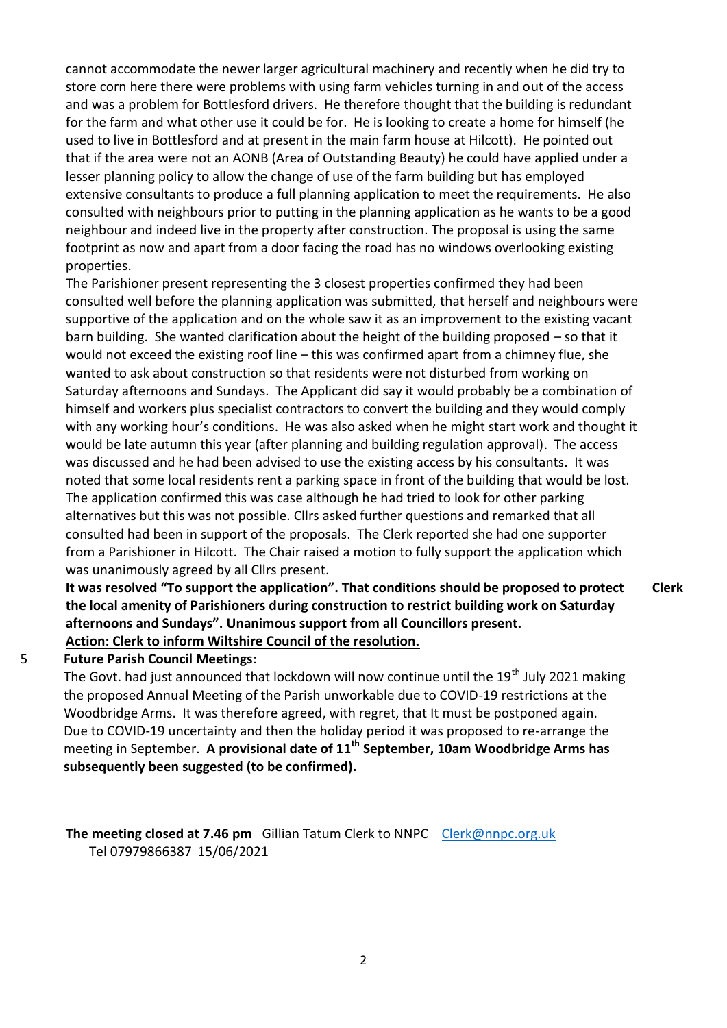cannot accommodate the newer larger agricultural machinery and recently when he did try to store corn here there were problems with using farm vehicles turning in and out of the access and was a problem for Bottlesford drivers. He therefore thought that the building is redundant for the farm and what other use it could be for. He is looking to create a home for himself (he used to live in Bottlesford and at present in the main farm house at Hilcott). He pointed out that if the area were not an AONB (Area of Outstanding Beauty) he could have applied under a lesser planning policy to allow the change of use of the farm building but has employed extensive consultants to produce a full planning application to meet the requirements. He also consulted with neighbours prior to putting in the planning application as he wants to be a good neighbour and indeed live in the property after construction. The proposal is using the same footprint as now and apart from a door facing the road has no windows overlooking existing properties.

The Parishioner present representing the 3 closest properties confirmed they had been consulted well before the planning application was submitted, that herself and neighbours were supportive of the application and on the whole saw it as an improvement to the existing vacant barn building. She wanted clarification about the height of the building proposed – so that it would not exceed the existing roof line – this was confirmed apart from a chimney flue, she wanted to ask about construction so that residents were not disturbed from working on Saturday afternoons and Sundays. The Applicant did say it would probably be a combination of himself and workers plus specialist contractors to convert the building and they would comply with any working hour's conditions. He was also asked when he might start work and thought it would be late autumn this year (after planning and building regulation approval). The access was discussed and he had been advised to use the existing access by his consultants. It was noted that some local residents rent a parking space in front of the building that would be lost. The application confirmed this was case although he had tried to look for other parking alternatives but this was not possible. Cllrs asked further questions and remarked that all consulted had been in support of the proposals. The Clerk reported she had one supporter from a Parishioner in Hilcott. The Chair raised a motion to fully support the application which was unanimously agreed by all Cllrs present.

**It was resolved "To support the application". That conditions should be proposed to protect the local amenity of Parishioners during construction to restrict building work on Saturday afternoons and Sundays". Unanimous support from all Councillors present.** **Clerk**

**<u>Action: Clerk to inform Wiltshire Council of the resolution.</u>**

5 **Future Parish Council Meetings**:

The Govt. had just announced that lockdown will now continue until the 19th July 2021 making the proposed Annual Meeting of the Parish unworkable due to COVID-19 restrictions at the Woodbridge Arms. It was therefore agreed, with regret, that It must be postponed again. Due to COVID-19 uncertainty and then the holiday period it was proposed to re-arrange the meeting in September. **A provisional date of 11th September, 10am Woodbridge Arms has subsequently been suggested (to be confirmed).**

**The meeting closed at 7.46 pm** Gillian Tatum Clerk to NNPC Clerk@nnpc.org.uk
Tel 07979866387 15/06/2021